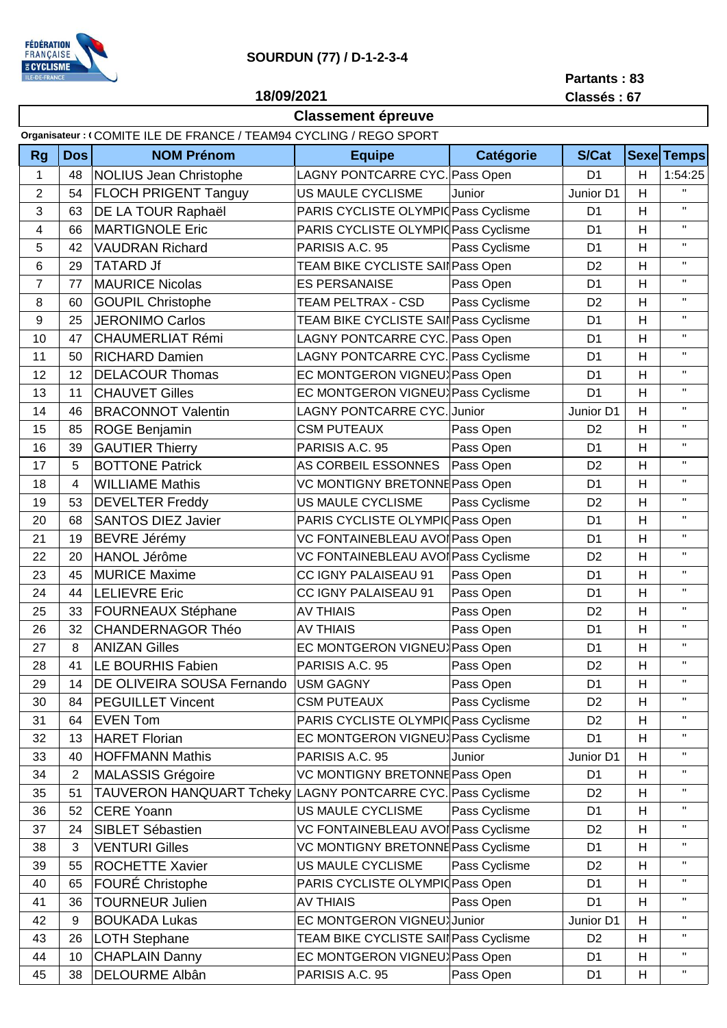# SOURDUN (77) / D-1-2-3-4

**18/09/2021**

**Partants : 83**
**Classés : 67**

## Classement épreuve

**Organisateur : (** COMITE ILE DE FRANCE / TEAM94 CYCLING / REGO SPORT

| Rg | Dos | NOM Prénom | Equipe | Catégorie | S/Cat | Sexe | Temps |
|---|---|---|---|---|---|---|---|
| 1 | 48 | NOLIUS Jean Christophe | LAGNY PONTCARRE CYC. | Pass Open | D1 | H | 1:54:25 |
| 2 | 54 | FLOCH PRIGENT Tanguy | US MAULE CYCLISME | Junior | Junior D1 | H | " |
| 3 | 63 | DE LA TOUR Raphaël | PARIS CYCLISTE OLYMPIC | Pass Cyclisme | D1 | H | " |
| 4 | 66 | MARTIGNOLE Eric | PARIS CYCLISTE OLYMPIC | Pass Cyclisme | D1 | H | " |
| 5 | 42 | VAUDRAN Richard | PARISIS A.C. 95 | Pass Cyclisme | D1 | H | " |
| 6 | 29 | TATARD Jf | TEAM BIKE CYCLISTE SAI | Pass Open | D2 | H | " |
| 7 | 77 | MAURICE Nicolas | ES PERSANAISE | Pass Open | D1 | H | " |
| 8 | 60 | GOUPIL Christophe | TEAM PELTRAX - CSD | Pass Cyclisme | D2 | H | " |
| 9 | 25 | JERONIMO Carlos | TEAM BIKE CYCLISTE SAI | Pass Cyclisme | D1 | H | " |
| 10 | 47 | CHAUMERLIAT Rémi | LAGNY PONTCARRE CYC. | Pass Open | D1 | H | " |
| 11 | 50 | RICHARD Damien | LAGNY PONTCARRE CYC. | Pass Cyclisme | D1 | H | " |
| 12 | 12 | DELACOUR Thomas | EC MONTGERON VIGNEU | Pass Open | D1 | H | " |
| 13 | 11 | CHAUVET Gilles | EC MONTGERON VIGNEU | Pass Cyclisme | D1 | H | " |
| 14 | 46 | BRACONNOT Valentin | LAGNY PONTCARRE CYC. | Junior | Junior D1 | H | " |
| 15 | 85 | ROGE Benjamin | CSM PUTEAUX | Pass Open | D2 | H | " |
| 16 | 39 | GAUTIER Thierry | PARISIS A.C. 95 | Pass Open | D1 | H | " |
| 17 | 5 | BOTTONE Patrick | AS CORBEIL ESSONNES | Pass Open | D2 | H | " |
| 18 | 4 | WILLIAME Mathis | VC MONTIGNY BRETONNE | Pass Open | D1 | H | " |
| 19 | 53 | DEVELTER Freddy | US MAULE CYCLISME | Pass Cyclisme | D2 | H | " |
| 20 | 68 | SANTOS DIEZ Javier | PARIS CYCLISTE OLYMPIC | Pass Open | D1 | H | " |
| 21 | 19 | BEVRE Jérémy | VC FONTAINEBLEAU AVOI | Pass Open | D1 | H | " |
| 22 | 20 | HANOL Jérôme | VC FONTAINEBLEAU AVOI | Pass Cyclisme | D2 | H | " |
| 23 | 45 | MURICE Maxime | CC IGNY PALAISEAU 91 | Pass Open | D1 | H | " |
| 24 | 44 | LELIEVRE Eric | CC IGNY PALAISEAU 91 | Pass Open | D1 | H | " |
| 25 | 33 | FOURNEAUX Stéphane | AV THIAIS | Pass Open | D2 | H | " |
| 26 | 32 | CHANDERNAGOR Théo | AV THIAIS | Pass Open | D1 | H | " |
| 27 | 8 | ANIZAN Gilles | EC MONTGERON VIGNEU | Pass Open | D1 | H | " |
| 28 | 41 | LE BOURHIS Fabien | PARISIS A.C. 95 | Pass Open | D2 | H | " |
| 29 | 14 | DE OLIVEIRA SOUSA Fernando | USM GAGNY | Pass Open | D1 | H | " |
| 30 | 84 | PEGUILLET Vincent | CSM PUTEAUX | Pass Cyclisme | D2 | H | " |
| 31 | 64 | EVEN Tom | PARIS CYCLISTE OLYMPIC | Pass Cyclisme | D2 | H | " |
| 32 | 13 | HARET Florian | EC MONTGERON VIGNEU | Pass Cyclisme | D1 | H | " |
| 33 | 40 | HOFFMANN Mathis | PARISIS A.C. 95 | Junior | Junior D1 | H | " |
| 34 | 2 | MALASSIS Grégoire | VC MONTIGNY BRETONNE | Pass Open | D1 | H | " |
| 35 | 51 | TAUVERON HANQUART Tcheky | LAGNY PONTCARRE CYC. | Pass Cyclisme | D2 | H | " |
| 36 | 52 | CERE Yoann | US MAULE CYCLISME | Pass Cyclisme | D1 | H | " |
| 37 | 24 | SIBLET Sébastien | VC FONTAINEBLEAU AVOI | Pass Cyclisme | D2 | H | " |
| 38 | 3 | VENTURI Gilles | VC MONTIGNY BRETONNE | Pass Cyclisme | D1 | H | " |
| 39 | 55 | ROCHETTE Xavier | US MAULE CYCLISME | Pass Cyclisme | D2 | H | " |
| 40 | 65 | FOURÉ Christophe | PARIS CYCLISTE OLYMPIC | Pass Open | D1 | H | " |
| 41 | 36 | TOURNEUR Julien | AV THIAIS | Pass Open | D1 | H | " |
| 42 | 9 | BOUKADA Lukas | EC MONTGERON VIGNEU | Junior | Junior D1 | H | " |
| 43 | 26 | LOTH Stephane | TEAM BIKE CYCLISTE SAI | Pass Cyclisme | D2 | H | " |
| 44 | 10 | CHAPLAIN Danny | EC MONTGERON VIGNEU | Pass Open | D1 | H | " |
| 45 | 38 | DELOURME Albân | PARISIS A.C. 95 | Pass Open | D1 | H | " |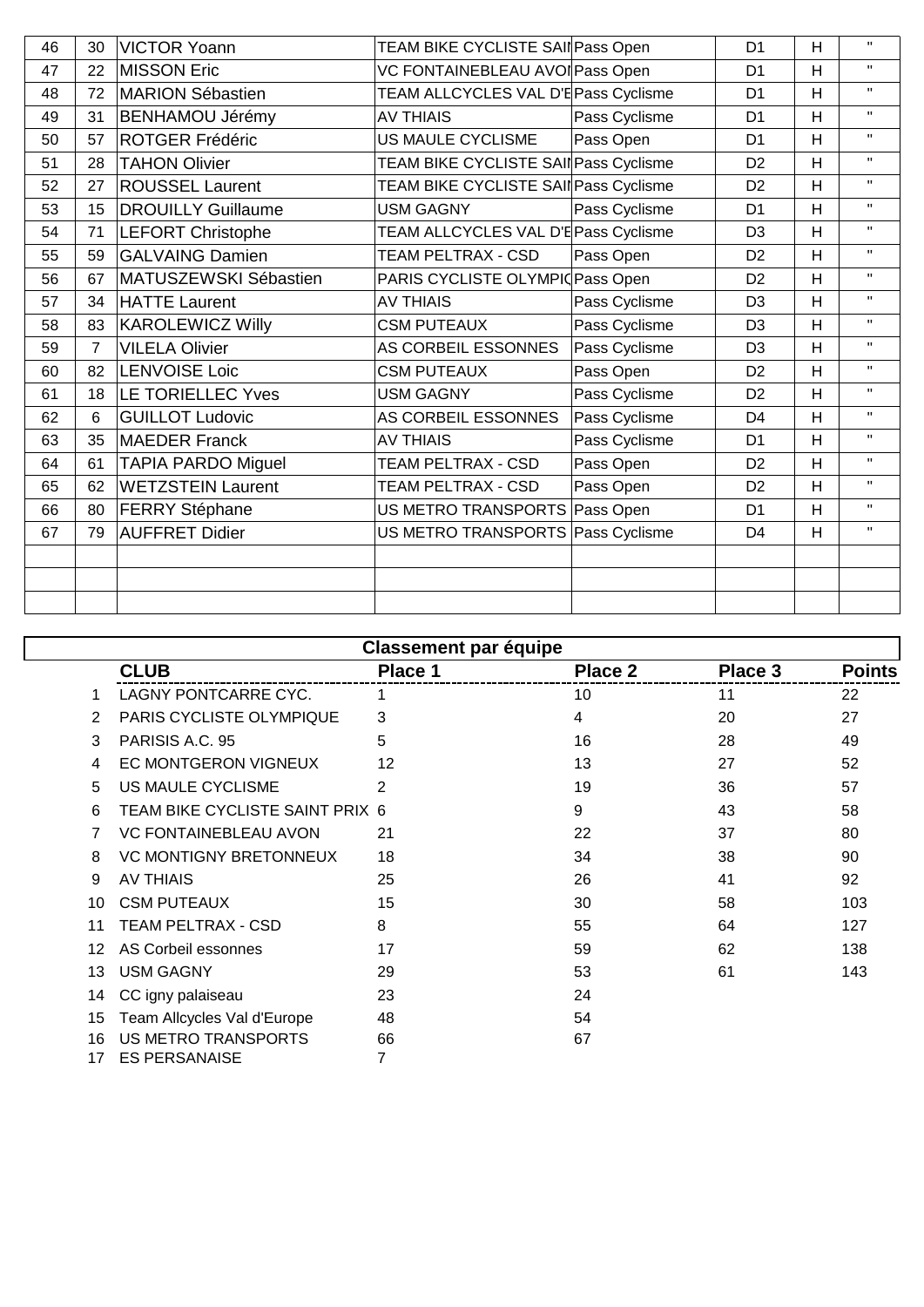| | | | | | | | |
|---|---|---|---|---|---|---|---|
| 46 | 30 | VICTOR Yoann | TEAM BIKE CYCLISTE SAI | Pass Open | D1 | H | " |
| 47 | 22 | MISSON Eric | VC FONTAINEBLEAU AVO | Pass Open | D1 | H | " |
| 48 | 72 | MARION Sébastien | TEAM ALLCYCLES VAL D'E | Pass Cyclisme | D1 | H | " |
| 49 | 31 | BENHAMOU Jérémy | AV THIAIS | Pass Cyclisme | D1 | H | " |
| 50 | 57 | ROTGER Frédéric | US MAULE CYCLISME | Pass Open | D1 | H | " |
| 51 | 28 | TAHON Olivier | TEAM BIKE CYCLISTE SAI | Pass Cyclisme | D2 | H | " |
| 52 | 27 | ROUSSEL Laurent | TEAM BIKE CYCLISTE SAI | Pass Cyclisme | D2 | H | " |
| 53 | 15 | DROUILLY Guillaume | USM GAGNY | Pass Cyclisme | D1 | H | " |
| 54 | 71 | LEFORT Christophe | TEAM ALLCYCLES VAL D'E | Pass Cyclisme | D3 | H | " |
| 55 | 59 | GALVAING Damien | TEAM PELTRAX - CSD | Pass Open | D2 | H | " |
| 56 | 67 | MATUSZEWSKI Sébastien | PARIS CYCLISTE OLYMPI | Pass Open | D2 | H | " |
| 57 | 34 | HATTE Laurent | AV THIAIS | Pass Cyclisme | D3 | H | " |
| 58 | 83 | KAROLEWICZ Willy | CSM PUTEAUX | Pass Cyclisme | D3 | H | " |
| 59 | 7 | VILELA Olivier | AS CORBEIL ESSONNES | Pass Cyclisme | D3 | H | " |
| 60 | 82 | LENVOISE Loic | CSM PUTEAUX | Pass Open | D2 | H | " |
| 61 | 18 | LE TORIELLEC Yves | USM GAGNY | Pass Cyclisme | D2 | H | " |
| 62 | 6 | GUILLOT Ludovic | AS CORBEIL ESSONNES | Pass Cyclisme | D4 | H | " |
| 63 | 35 | MAEDER Franck | AV THIAIS | Pass Cyclisme | D1 | H | " |
| 64 | 61 | TAPIA PARDO Miguel | TEAM PELTRAX - CSD | Pass Open | D2 | H | " |
| 65 | 62 | WETZSTEIN Laurent | TEAM PELTRAX - CSD | Pass Open | D2 | H | " |
| 66 | 80 | FERRY Stéphane | US METRO TRANSPORTS | Pass Open | D1 | H | " |
| 67 | 79 | AUFFRET Didier | US METRO TRANSPORTS | Pass Cyclisme | D4 | H | " |
| | | | | | | | |
| | | | | | | | |
| | | | | | | | |

## Classement par équipe

| | CLUB | Place 1 | Place 2 | Place 3 | Points |
|---|---|---|---|---|---|
| 1 | LAGNY PONTCARRE CYC. | 1 | 10 | 11 | 22 |
| 2 | PARIS CYCLISTE OLYMPIQUE | 3 | 4 | 20 | 27 |
| 3 | PARISIS A.C. 95 | 5 | 16 | 28 | 49 |
| 4 | EC MONTGERON VIGNEUX | 12 | 13 | 27 | 52 |
| 5 | US MAULE CYCLISME | 2 | 19 | 36 | 57 |
| 6 | TEAM BIKE CYCLISTE SAINT PRIX | 6 | 9 | 43 | 58 |
| 7 | VC FONTAINEBLEAU AVON | 21 | 22 | 37 | 80 |
| 8 | VC MONTIGNY BRETONNEUX | 18 | 34 | 38 | 90 |
| 9 | AV THIAIS | 25 | 26 | 41 | 92 |
| 10 | CSM PUTEAUX | 15 | 30 | 58 | 103 |
| 11 | TEAM PELTRAX - CSD | 8 | 55 | 64 | 127 |
| 12 | AS Corbeil essonnes | 17 | 59 | 62 | 138 |
| 13 | USM GAGNY | 29 | 53 | 61 | 143 |
| 14 | CC igny palaiseau | 23 | 24 | | |
| 15 | Team Allcycles Val d'Europe | 48 | 54 | | |
| 16 | US METRO TRANSPORTS | 66 | 67 | | |
| 17 | ES PERSANAISE | 7 | | | |